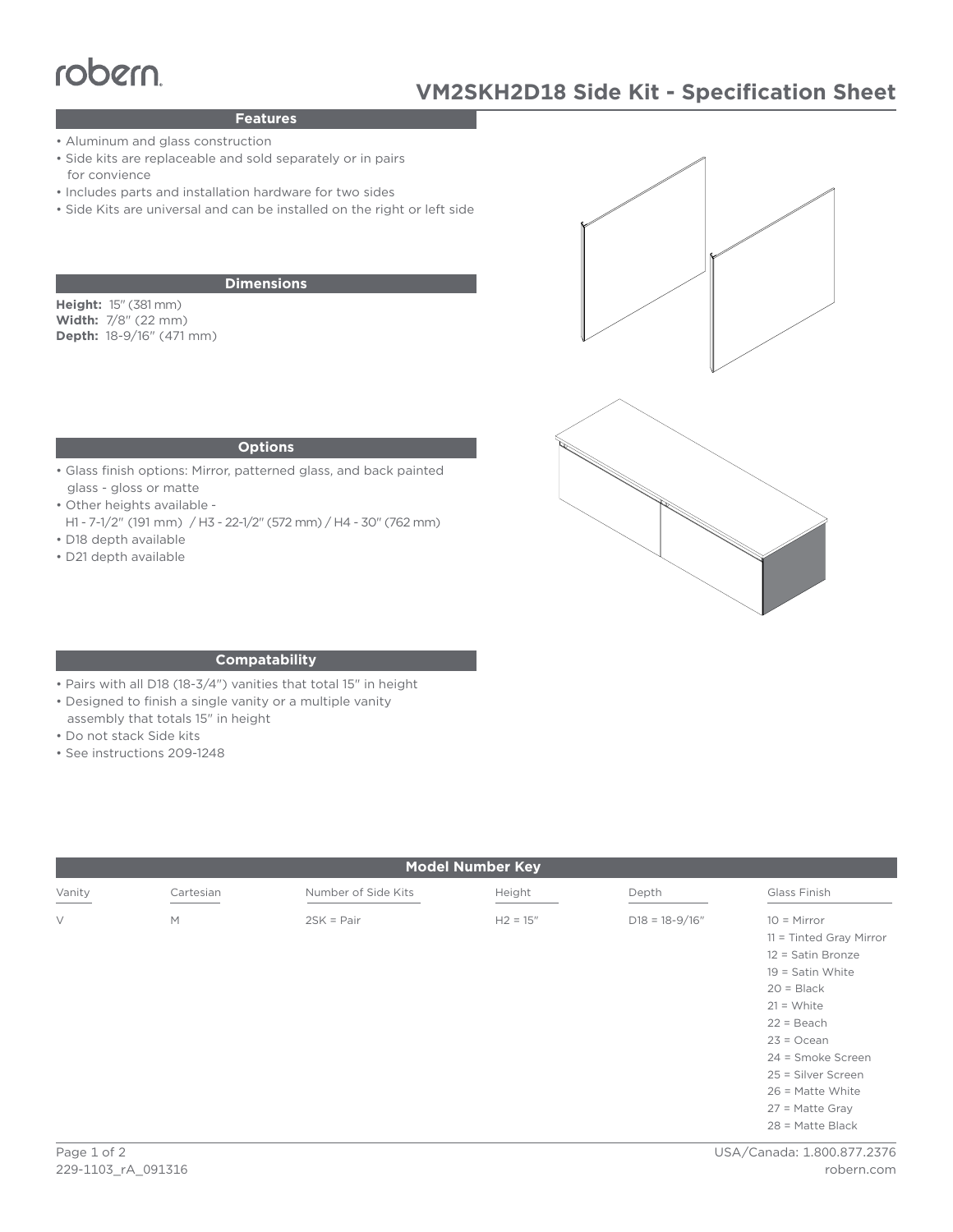robern

# VM2SKH2D18 Side Kit - Specification Sheet

## Features

- Aluminum and glass construction
- Side kits are replaceable and sold separately or in pairs for convience
- Includes parts and installation hardware for two sides
- Side Kits are universal and can be installed on the right or left side

## Dimensions

**Height:** 15″ (381 mm)
**Width:** 7/8″ (22 mm)
**Depth:** 18-9/16″ (471 mm)

## Options

- Glass finish options: Mirror, patterned glass, and back painted glass - gloss or matte
- Other heights available - H1 - 7-1/2″ (191 mm) / H3 - 22-1/2″ (572 mm) / H4 - 30″ (762 mm)
- D18 depth available
- D21 depth available

## Compatability

- Pairs with all D18 (18-3/4″) vanities that total 15″ in height
- Designed to finish a single vanity or a multiple vanity assembly that totals 15″ in height
- Do not stack Side kits
- See instructions 209-1248

## Model Number Key

| Vanity | Cartesian | Number of Side Kits | Height | Depth | Glass Finish |
|---|---|---|---|---|---|
| V | M | 2SK = Pair | H2 = 15″ | D18 = 18-9/16″ | 10 = Mirror |
| | | | | | 11 = Tinted Gray Mirror |
| | | | | | 12 = Satin Bronze |
| | | | | | 19 = Satin White |
| | | | | | 20 = Black |
| | | | | | 21 = White |
| | | | | | 22 = Beach |
| | | | | | 23 = Ocean |
| | | | | | 24 = Smoke Screen |
| | | | | | 25 = Silver Screen |
| | | | | | 26 = Matte White |
| | | | | | 27 = Matte Gray |
| | | | | | 28 = Matte Black |

229-1103_rA_091316

USA/Canada: 1.800.877.2376
robern.com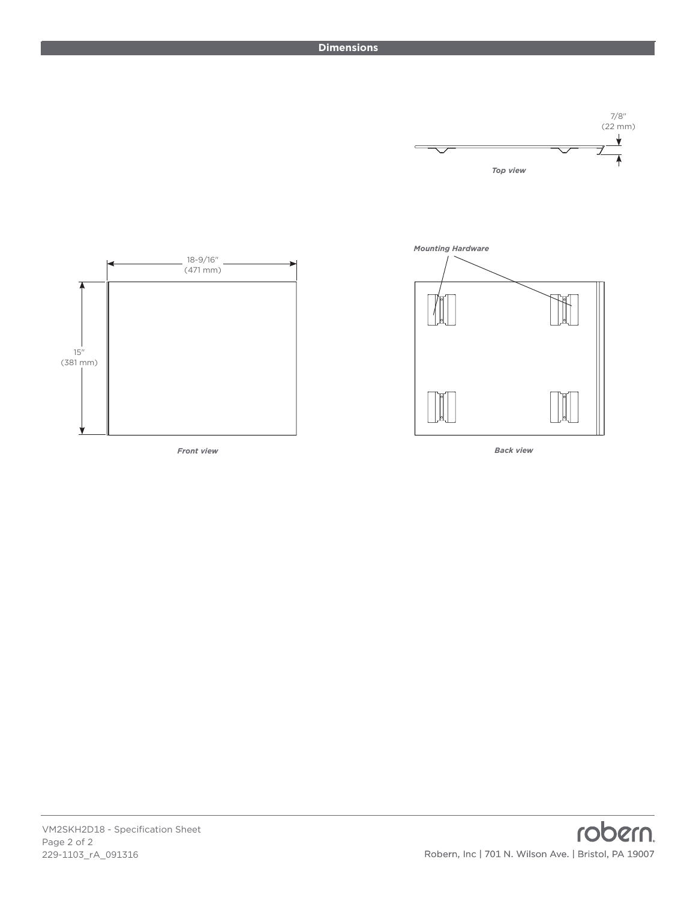## Dimensions

7/8"
(22 mm)

*Top view*

*Mounting Hardware*

18-9/16"
(471 mm)

15"
(381 mm)

*Front view*

*Back view*